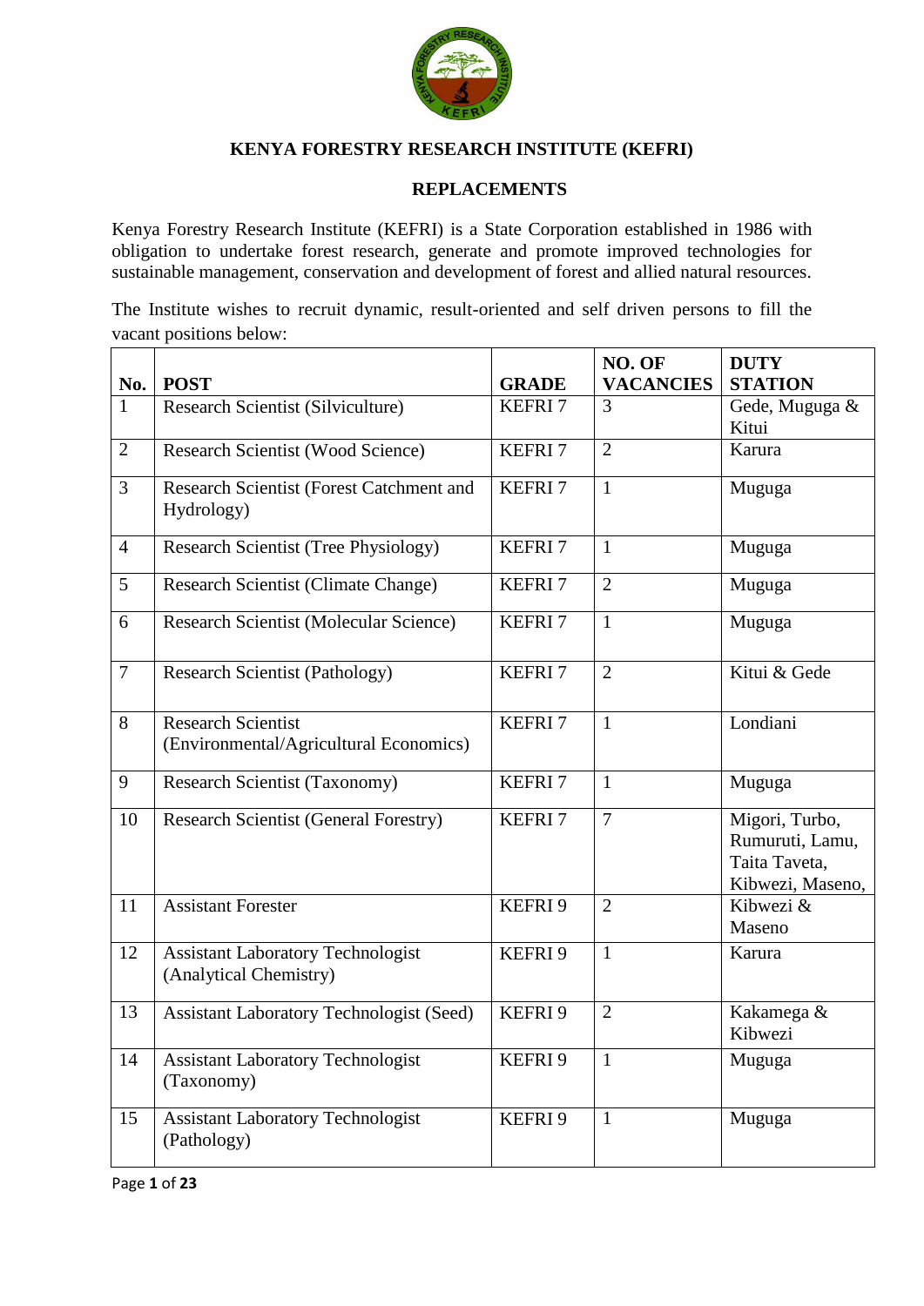# KENYA FORESTRY RESEARCH INSTITUTE (KEFRI)

## REPLACEMENTS

Kenya Forestry Research Institute (KEFRI) is a State Corporation established in 1986 with obligation to undertake forest research, generate and promote improved technologies for sustainable management, conservation and development of forest and allied natural resources.

The Institute wishes to recruit dynamic, result-oriented and self driven persons to fill the vacant positions below:

| No. | POST | GRADE | NO. OF VACANCIES | DUTY STATION |
|---|---|---|---|---|
| 1 | Research Scientist (Silviculture) | KEFRI 7 | 3 | Gede, Muguga & Kitui |
| 2 | Research Scientist (Wood Science) | KEFRI 7 | 2 | Karura |
| 3 | Research Scientist (Forest Catchment and Hydrology) | KEFRI 7 | 1 | Muguga |
| 4 | Research Scientist (Tree Physiology) | KEFRI 7 | 1 | Muguga |
| 5 | Research Scientist (Climate Change) | KEFRI 7 | 2 | Muguga |
| 6 | Research Scientist (Molecular Science) | KEFRI 7 | 1 | Muguga |
| 7 | Research Scientist (Pathology) | KEFRI 7 | 2 | Kitui & Gede |
| 8 | Research Scientist (Environmental/Agricultural Economics) | KEFRI 7 | 1 | Londiani |
| 9 | Research Scientist (Taxonomy) | KEFRI 7 | 1 | Muguga |
| 10 | Research Scientist (General Forestry) | KEFRI 7 | 7 | Migori, Turbo, Rumuruti, Lamu, Taita Taveta, Kibwezi, Maseno, |
| 11 | Assistant Forester | KEFRI 9 | 2 | Kibwezi & Maseno |
| 12 | Assistant Laboratory Technologist (Analytical Chemistry) | KEFRI 9 | 1 | Karura |
| 13 | Assistant Laboratory Technologist (Seed) | KEFRI 9 | 2 | Kakamega & Kibwezi |
| 14 | Assistant Laboratory Technologist (Taxonomy) | KEFRI 9 | 1 | Muguga |
| 15 | Assistant Laboratory Technologist (Pathology) | KEFRI 9 | 1 | Muguga |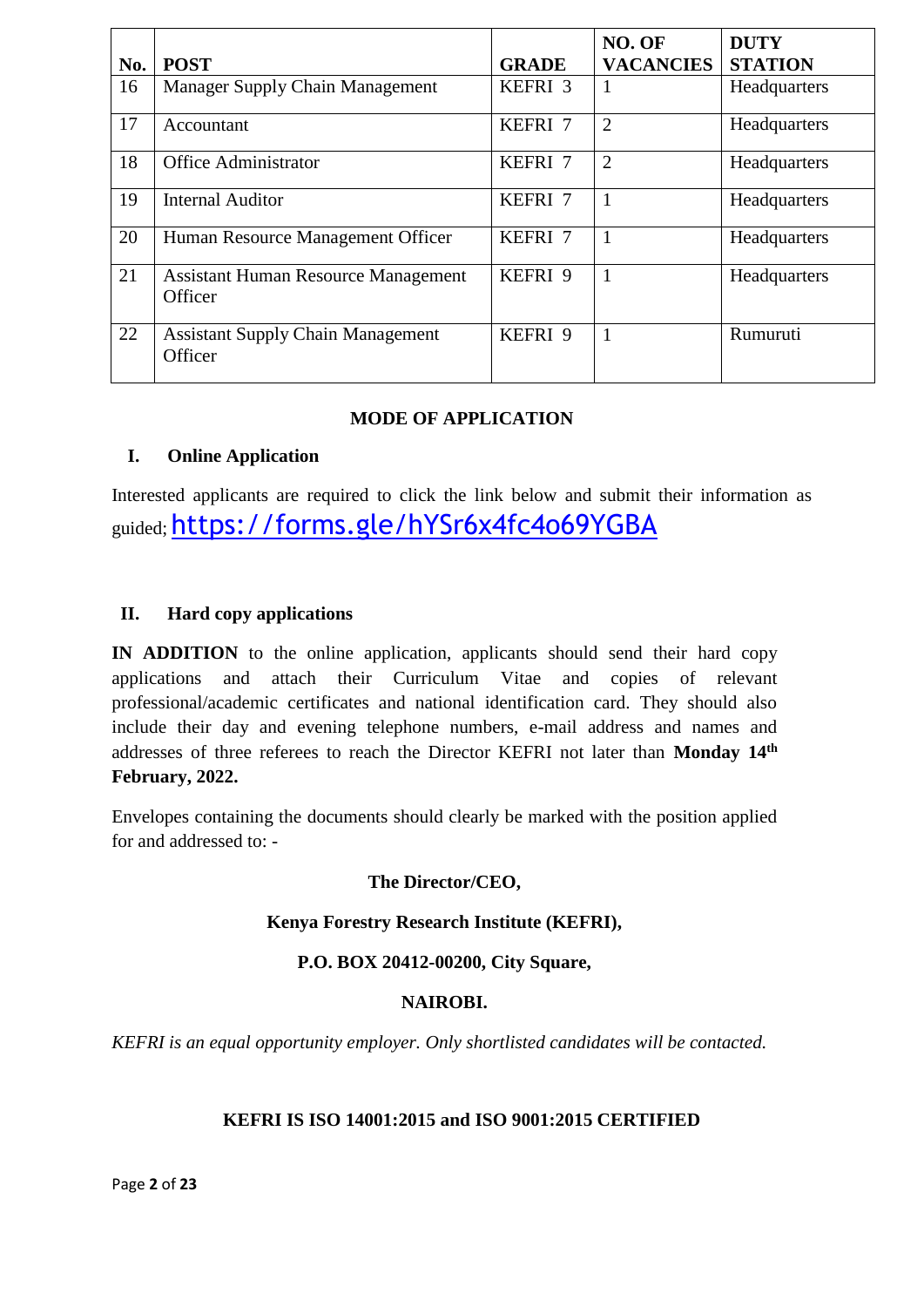| No. | POST | GRADE | NO. OF VACANCIES | DUTY STATION |
|---|---|---|---|---|
| 16 | Manager Supply Chain Management | KEFRI 3 | 1 | Headquarters |
| 17 | Accountant | KEFRI 7 | 2 | Headquarters |
| 18 | Office Administrator | KEFRI 7 | 2 | Headquarters |
| 19 | Internal Auditor | KEFRI 7 | 1 | Headquarters |
| 20 | Human Resource Management Officer | KEFRI 7 | 1 | Headquarters |
| 21 | Assistant Human Resource Management Officer | KEFRI 9 | 1 | Headquarters |
| 22 | Assistant Supply Chain Management Officer | KEFRI 9 | 1 | Rumuruti |

## MODE OF APPLICATION

### I. Online Application

Interested applicants are required to click the link below and submit their information as guided; https://forms.gle/hYSr6x4fc4o69YGBA

### II. Hard copy applications

**IN ADDITION** to the online application, applicants should send their hard copy applications and attach their Curriculum Vitae and copies of relevant professional/academic certificates and national identification card. They should also include their day and evening telephone numbers, e-mail address and names and addresses of three referees to reach the Director KEFRI not later than **Monday 14th February, 2022.**

Envelopes containing the documents should clearly be marked with the position applied for and addressed to: -

**The Director/CEO,**

**Kenya Forestry Research Institute (KEFRI),**

**P.O. BOX 20412-00200, City Square,**

**NAIROBI.**

*KEFRI is an equal opportunity employer. Only shortlisted candidates will be contacted.*

**KEFRI IS ISO 14001:2015 and ISO 9001:2015 CERTIFIED**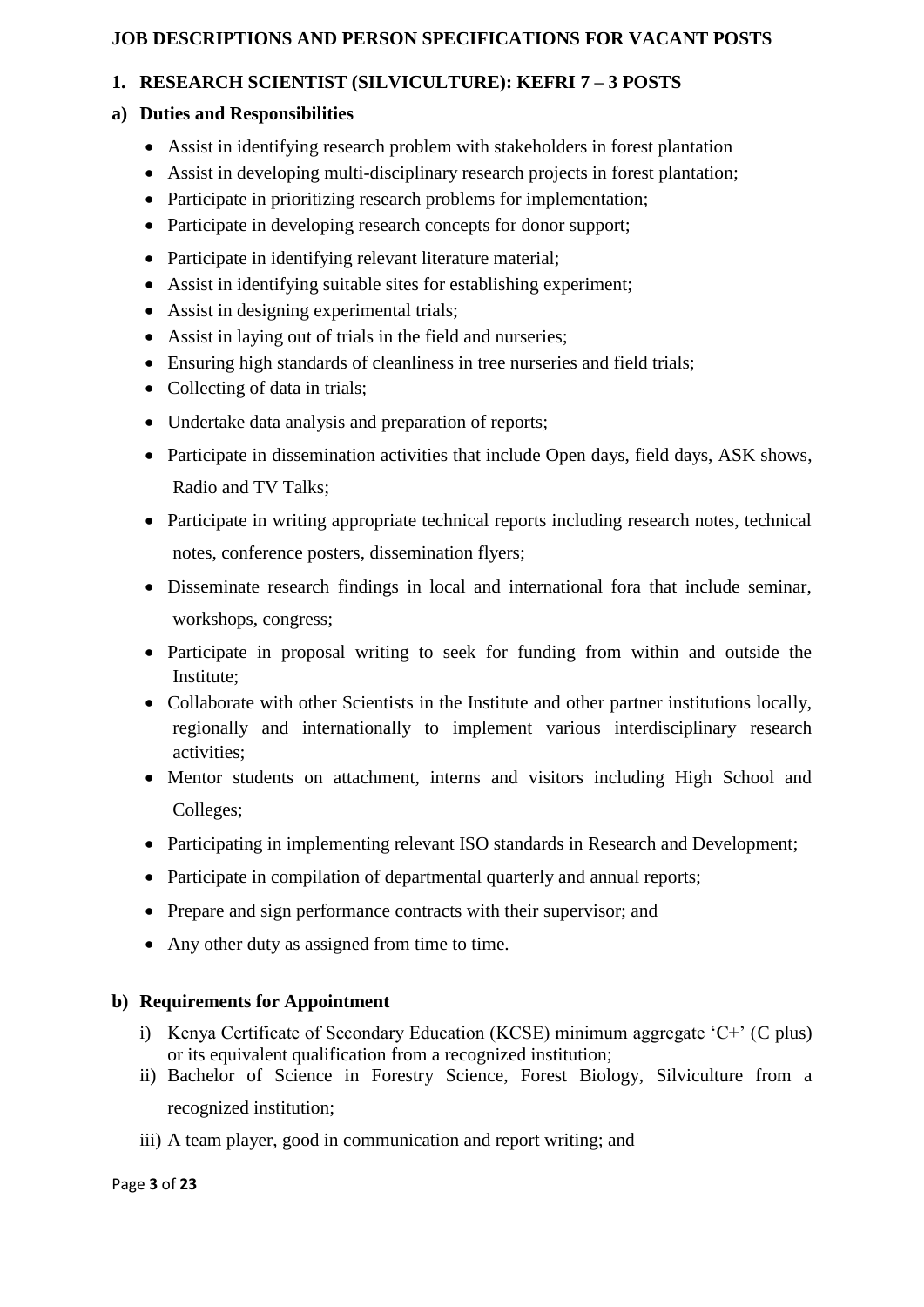## JOB DESCRIPTIONS AND PERSON SPECIFICATIONS FOR VACANT POSTS

### 1. RESEARCH SCIENTIST (SILVICULTURE): KEFRI 7 – 3 POSTS

#### a) Duties and Responsibilities

- Assist in identifying research problem with stakeholders in forest plantation
- Assist in developing multi-disciplinary research projects in forest plantation;
- Participate in prioritizing research problems for implementation;
- Participate in developing research concepts for donor support;
- Participate in identifying relevant literature material;
- Assist in identifying suitable sites for establishing experiment;
- Assist in designing experimental trials;
- Assist in laying out of trials in the field and nurseries;
- Ensuring high standards of cleanliness in tree nurseries and field trials;
- Collecting of data in trials;
- Undertake data analysis and preparation of reports;
- Participate in dissemination activities that include Open days, field days, ASK shows, Radio and TV Talks;
- Participate in writing appropriate technical reports including research notes, technical notes, conference posters, dissemination flyers;
- Disseminate research findings in local and international fora that include seminar, workshops, congress;
- Participate in proposal writing to seek for funding from within and outside the Institute;
- Collaborate with other Scientists in the Institute and other partner institutions locally, regionally and internationally to implement various interdisciplinary research activities;
- Mentor students on attachment, interns and visitors including High School and Colleges;
- Participating in implementing relevant ISO standards in Research and Development;
- Participate in compilation of departmental quarterly and annual reports;
- Prepare and sign performance contracts with their supervisor; and
- Any other duty as assigned from time to time.

#### b) Requirements for Appointment

i) Kenya Certificate of Secondary Education (KCSE) minimum aggregate 'C+' (C plus) or its equivalent qualification from a recognized institution;

ii) Bachelor of Science in Forestry Science, Forest Biology, Silviculture from a recognized institution;

iii) A team player, good in communication and report writing; and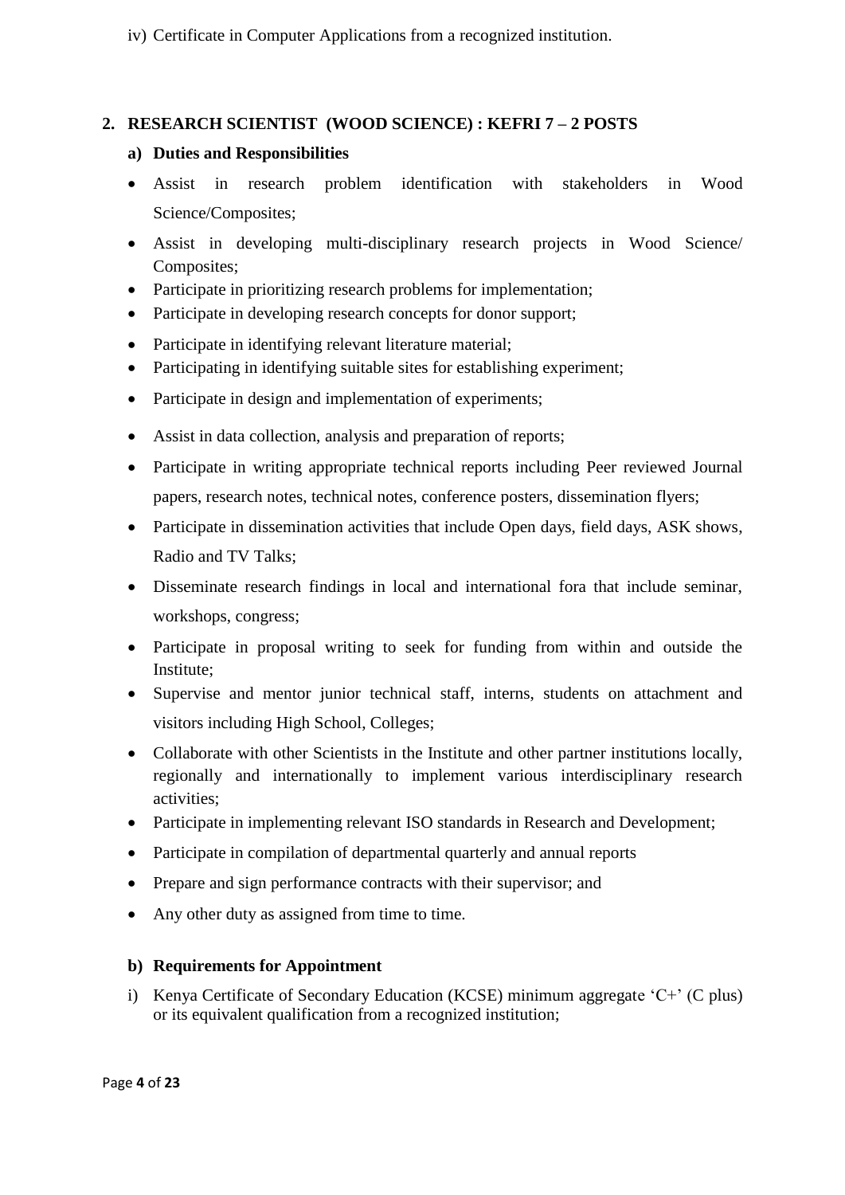iv) Certificate in Computer Applications from a recognized institution.

## 2. RESEARCH SCIENTIST (WOOD SCIENCE) : KEFRI 7 – 2 POSTS

### a) Duties and Responsibilities

- Assist in research problem identification with stakeholders in Wood Science/Composites;
- Assist in developing multi-disciplinary research projects in Wood Science/ Composites;
- Participate in prioritizing research problems for implementation;
- Participate in developing research concepts for donor support;
- Participate in identifying relevant literature material;
- Participating in identifying suitable sites for establishing experiment;
- Participate in design and implementation of experiments;
- Assist in data collection, analysis and preparation of reports;
- Participate in writing appropriate technical reports including Peer reviewed Journal papers, research notes, technical notes, conference posters, dissemination flyers;
- Participate in dissemination activities that include Open days, field days, ASK shows, Radio and TV Talks;
- Disseminate research findings in local and international fora that include seminar, workshops, congress;
- Participate in proposal writing to seek for funding from within and outside the Institute;
- Supervise and mentor junior technical staff, interns, students on attachment and visitors including High School, Colleges;
- Collaborate with other Scientists in the Institute and other partner institutions locally, regionally and internationally to implement various interdisciplinary research activities;
- Participate in implementing relevant ISO standards in Research and Development;
- Participate in compilation of departmental quarterly and annual reports
- Prepare and sign performance contracts with their supervisor; and
- Any other duty as assigned from time to time.

### b) Requirements for Appointment

i) Kenya Certificate of Secondary Education (KCSE) minimum aggregate 'C+' (C plus) or its equivalent qualification from a recognized institution;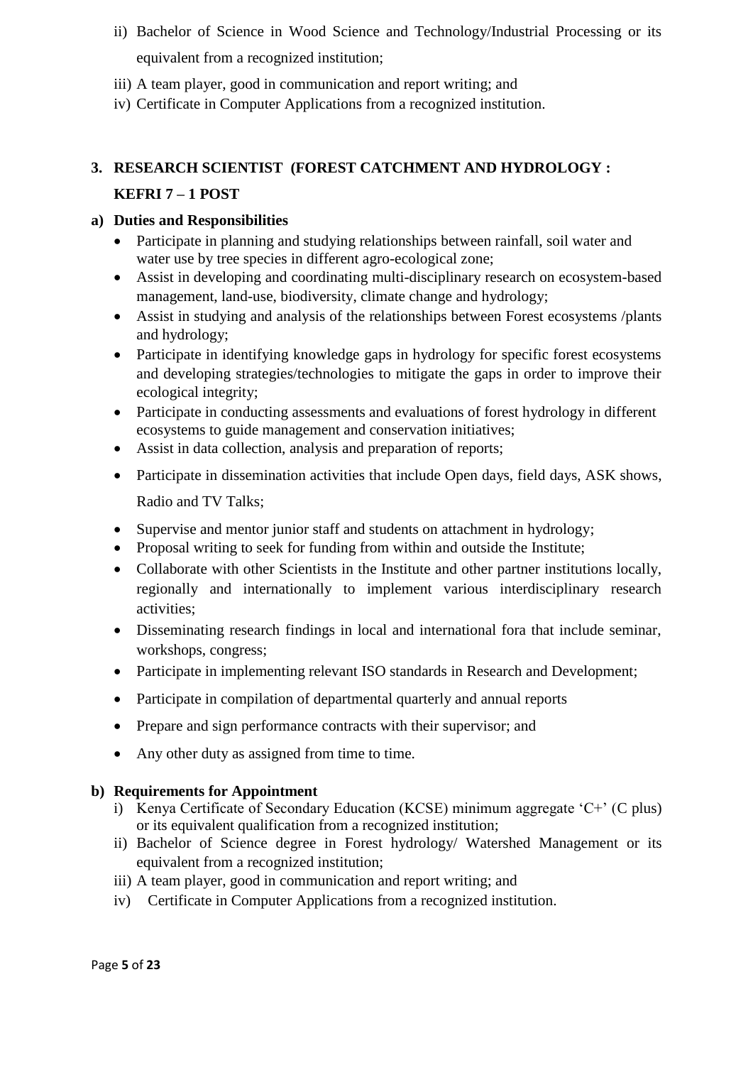ii) Bachelor of Science in Wood Science and Technology/Industrial Processing or its equivalent from a recognized institution;

iii) A team player, good in communication and report writing; and

iv) Certificate in Computer Applications from a recognized institution.

## 3. RESEARCH SCIENTIST (FOREST CATCHMENT AND HYDROLOGY : KEFRI 7 – 1 POST

### a) Duties and Responsibilities

- Participate in planning and studying relationships between rainfall, soil water and water use by tree species in different agro-ecological zone;
- Assist in developing and coordinating multi-disciplinary research on ecosystem-based management, land-use, biodiversity, climate change and hydrology;
- Assist in studying and analysis of the relationships between Forest ecosystems /plants and hydrology;
- Participate in identifying knowledge gaps in hydrology for specific forest ecosystems and developing strategies/technologies to mitigate the gaps in order to improve their ecological integrity;
- Participate in conducting assessments and evaluations of forest hydrology in different ecosystems to guide management and conservation initiatives;
- Assist in data collection, analysis and preparation of reports;
- Participate in dissemination activities that include Open days, field days, ASK shows, Radio and TV Talks;
- Supervise and mentor junior staff and students on attachment in hydrology;
- Proposal writing to seek for funding from within and outside the Institute;
- Collaborate with other Scientists in the Institute and other partner institutions locally, regionally and internationally to implement various interdisciplinary research activities;
- Disseminating research findings in local and international fora that include seminar, workshops, congress;
- Participate in implementing relevant ISO standards in Research and Development;
- Participate in compilation of departmental quarterly and annual reports
- Prepare and sign performance contracts with their supervisor; and
- Any other duty as assigned from time to time.

### b) Requirements for Appointment

i) Kenya Certificate of Secondary Education (KCSE) minimum aggregate 'C+' (C plus) or its equivalent qualification from a recognized institution;

ii) Bachelor of Science degree in Forest hydrology/ Watershed Management or its equivalent from a recognized institution;

iii) A team player, good in communication and report writing; and

iv) Certificate in Computer Applications from a recognized institution.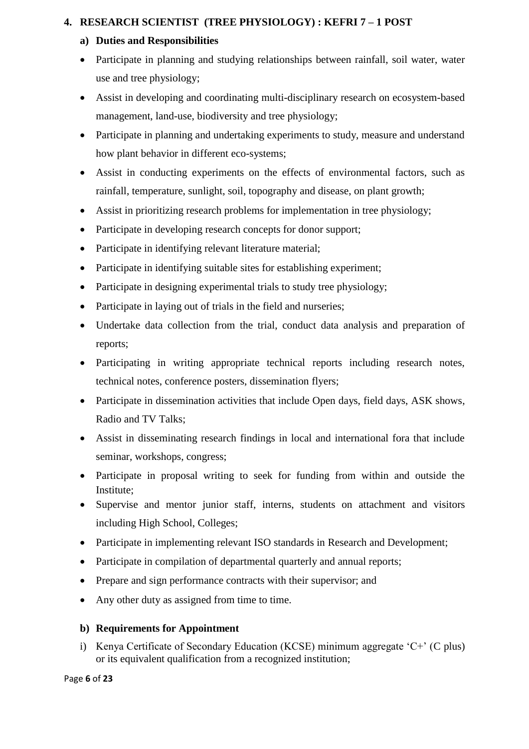## 4. RESEARCH SCIENTIST (TREE PHYSIOLOGY) : KEFRI 7 – 1 POST

### a) Duties and Responsibilities

- Participate in planning and studying relationships between rainfall, soil water, water use and tree physiology;
- Assist in developing and coordinating multi-disciplinary research on ecosystem-based management, land-use, biodiversity and tree physiology;
- Participate in planning and undertaking experiments to study, measure and understand how plant behavior in different eco-systems;
- Assist in conducting experiments on the effects of environmental factors, such as rainfall, temperature, sunlight, soil, topography and disease, on plant growth;
- Assist in prioritizing research problems for implementation in tree physiology;
- Participate in developing research concepts for donor support;
- Participate in identifying relevant literature material;
- Participate in identifying suitable sites for establishing experiment;
- Participate in designing experimental trials to study tree physiology;
- Participate in laying out of trials in the field and nurseries;
- Undertake data collection from the trial, conduct data analysis and preparation of reports;
- Participating in writing appropriate technical reports including research notes, technical notes, conference posters, dissemination flyers;
- Participate in dissemination activities that include Open days, field days, ASK shows, Radio and TV Talks;
- Assist in disseminating research findings in local and international fora that include seminar, workshops, congress;
- Participate in proposal writing to seek for funding from within and outside the Institute;
- Supervise and mentor junior staff, interns, students on attachment and visitors including High School, Colleges;
- Participate in implementing relevant ISO standards in Research and Development;
- Participate in compilation of departmental quarterly and annual reports;
- Prepare and sign performance contracts with their supervisor; and
- Any other duty as assigned from time to time.

### b) Requirements for Appointment

i) Kenya Certificate of Secondary Education (KCSE) minimum aggregate 'C+' (C plus) or its equivalent qualification from a recognized institution;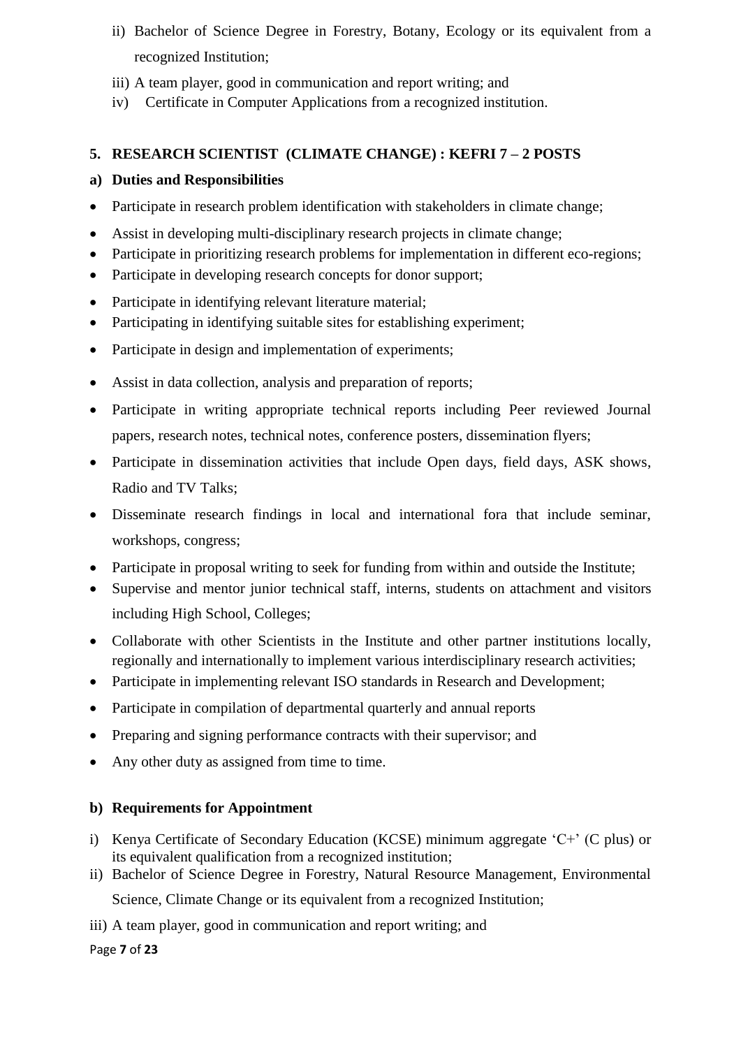ii) Bachelor of Science Degree in Forestry, Botany, Ecology or its equivalent from a recognized Institution;

iii) A team player, good in communication and report writing; and

iv) Certificate in Computer Applications from a recognized institution.

## 5. RESEARCH SCIENTIST (CLIMATE CHANGE) : KEFRI 7 – 2 POSTS

### a) Duties and Responsibilities

- Participate in research problem identification with stakeholders in climate change;
- Assist in developing multi-disciplinary research projects in climate change;
- Participate in prioritizing research problems for implementation in different eco-regions;
- Participate in developing research concepts for donor support;
- Participate in identifying relevant literature material;
- Participating in identifying suitable sites for establishing experiment;
- Participate in design and implementation of experiments;
- Assist in data collection, analysis and preparation of reports;
- Participate in writing appropriate technical reports including Peer reviewed Journal papers, research notes, technical notes, conference posters, dissemination flyers;
- Participate in dissemination activities that include Open days, field days, ASK shows, Radio and TV Talks;
- Disseminate research findings in local and international fora that include seminar, workshops, congress;
- Participate in proposal writing to seek for funding from within and outside the Institute;
- Supervise and mentor junior technical staff, interns, students on attachment and visitors including High School, Colleges;
- Collaborate with other Scientists in the Institute and other partner institutions locally, regionally and internationally to implement various interdisciplinary research activities;
- Participate in implementing relevant ISO standards in Research and Development;
- Participate in compilation of departmental quarterly and annual reports
- Preparing and signing performance contracts with their supervisor; and
- Any other duty as assigned from time to time.

### b) Requirements for Appointment

i) Kenya Certificate of Secondary Education (KCSE) minimum aggregate 'C+' (C plus) or its equivalent qualification from a recognized institution;

ii) Bachelor of Science Degree in Forestry, Natural Resource Management, Environmental Science, Climate Change or its equivalent from a recognized Institution;

iii) A team player, good in communication and report writing; and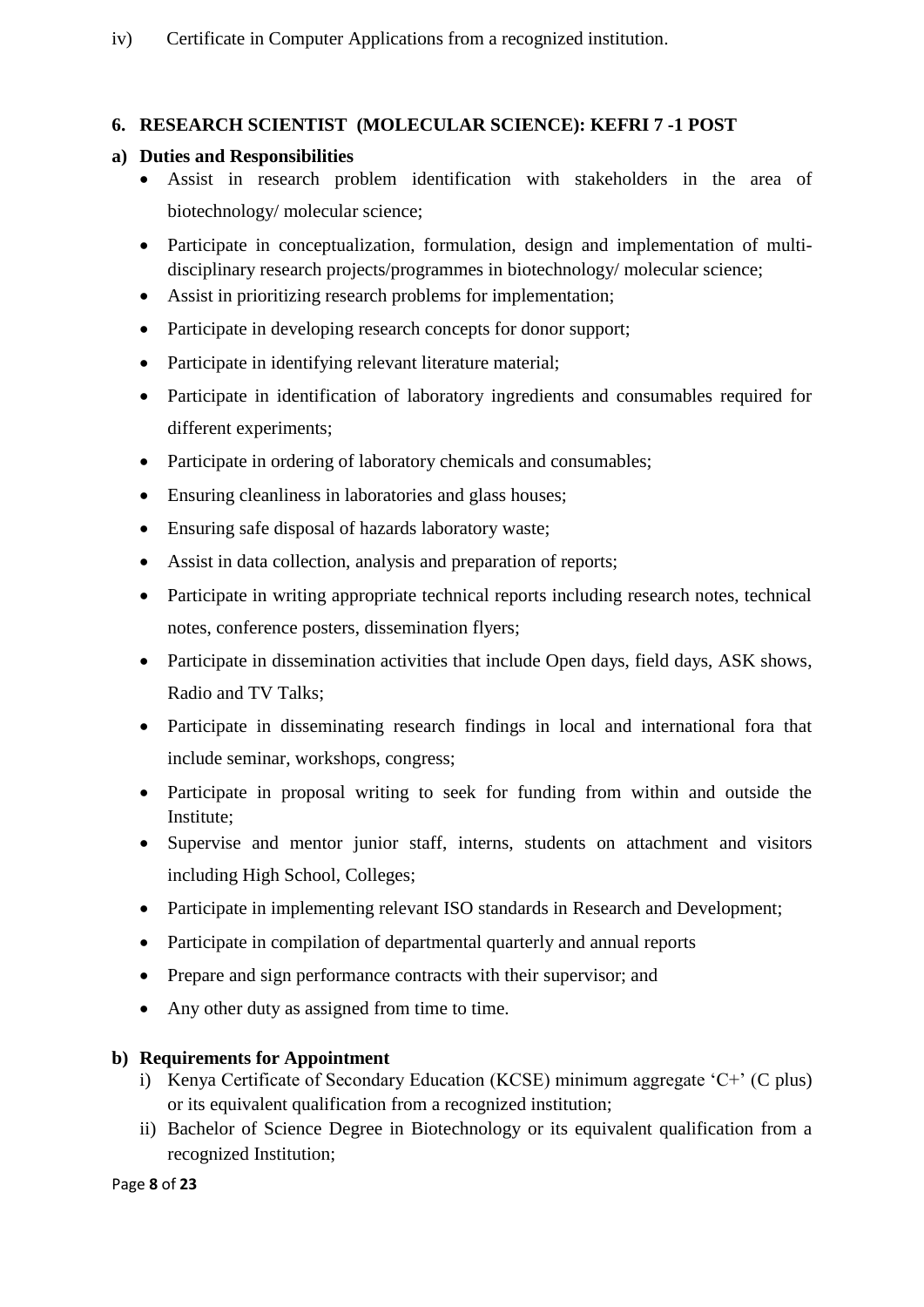iv) Certificate in Computer Applications from a recognized institution.

## 6. RESEARCH SCIENTIST (MOLECULAR SCIENCE): KEFRI 7 -1 POST

### a) Duties and Responsibilities

- Assist in research problem identification with stakeholders in the area of biotechnology/ molecular science;
- Participate in conceptualization, formulation, design and implementation of multi-disciplinary research projects/programmes in biotechnology/ molecular science;
- Assist in prioritizing research problems for implementation;
- Participate in developing research concepts for donor support;
- Participate in identifying relevant literature material;
- Participate in identification of laboratory ingredients and consumables required for different experiments;
- Participate in ordering of laboratory chemicals and consumables;
- Ensuring cleanliness in laboratories and glass houses;
- Ensuring safe disposal of hazards laboratory waste;
- Assist in data collection, analysis and preparation of reports;
- Participate in writing appropriate technical reports including research notes, technical notes, conference posters, dissemination flyers;
- Participate in dissemination activities that include Open days, field days, ASK shows, Radio and TV Talks;
- Participate in disseminating research findings in local and international fora that include seminar, workshops, congress;
- Participate in proposal writing to seek for funding from within and outside the Institute;
- Supervise and mentor junior staff, interns, students on attachment and visitors including High School, Colleges;
- Participate in implementing relevant ISO standards in Research and Development;
- Participate in compilation of departmental quarterly and annual reports
- Prepare and sign performance contracts with their supervisor; and
- Any other duty as assigned from time to time.

### b) Requirements for Appointment

i) Kenya Certificate of Secondary Education (KCSE) minimum aggregate ‘C+’ (C plus) or its equivalent qualification from a recognized institution;

ii) Bachelor of Science Degree in Biotechnology or its equivalent qualification from a recognized Institution;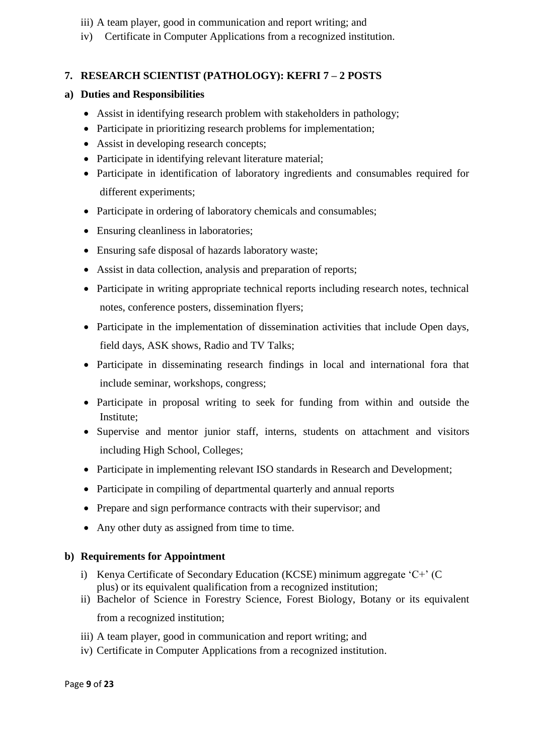iii) A team player, good in communication and report writing; and
iv) Certificate in Computer Applications from a recognized institution.

## 7. RESEARCH SCIENTIST (PATHOLOGY): KEFRI 7 – 2 POSTS

### a) Duties and Responsibilities

- Assist in identifying research problem with stakeholders in pathology;
- Participate in prioritizing research problems for implementation;
- Assist in developing research concepts;
- Participate in identifying relevant literature material;
- Participate in identification of laboratory ingredients and consumables required for different experiments;
- Participate in ordering of laboratory chemicals and consumables;
- Ensuring cleanliness in laboratories;
- Ensuring safe disposal of hazards laboratory waste;
- Assist in data collection, analysis and preparation of reports;
- Participate in writing appropriate technical reports including research notes, technical notes, conference posters, dissemination flyers;
- Participate in the implementation of dissemination activities that include Open days, field days, ASK shows, Radio and TV Talks;
- Participate in disseminating research findings in local and international fora that include seminar, workshops, congress;
- Participate in proposal writing to seek for funding from within and outside the Institute;
- Supervise and mentor junior staff, interns, students on attachment and visitors including High School, Colleges;
- Participate in implementing relevant ISO standards in Research and Development;
- Participate in compiling of departmental quarterly and annual reports
- Prepare and sign performance contracts with their supervisor; and
- Any other duty as assigned from time to time.

### b) Requirements for Appointment

i) Kenya Certificate of Secondary Education (KCSE) minimum aggregate 'C+' (C plus) or its equivalent qualification from a recognized institution;
ii) Bachelor of Science in Forestry Science, Forest Biology, Botany or its equivalent from a recognized institution;
iii) A team player, good in communication and report writing; and
iv) Certificate in Computer Applications from a recognized institution.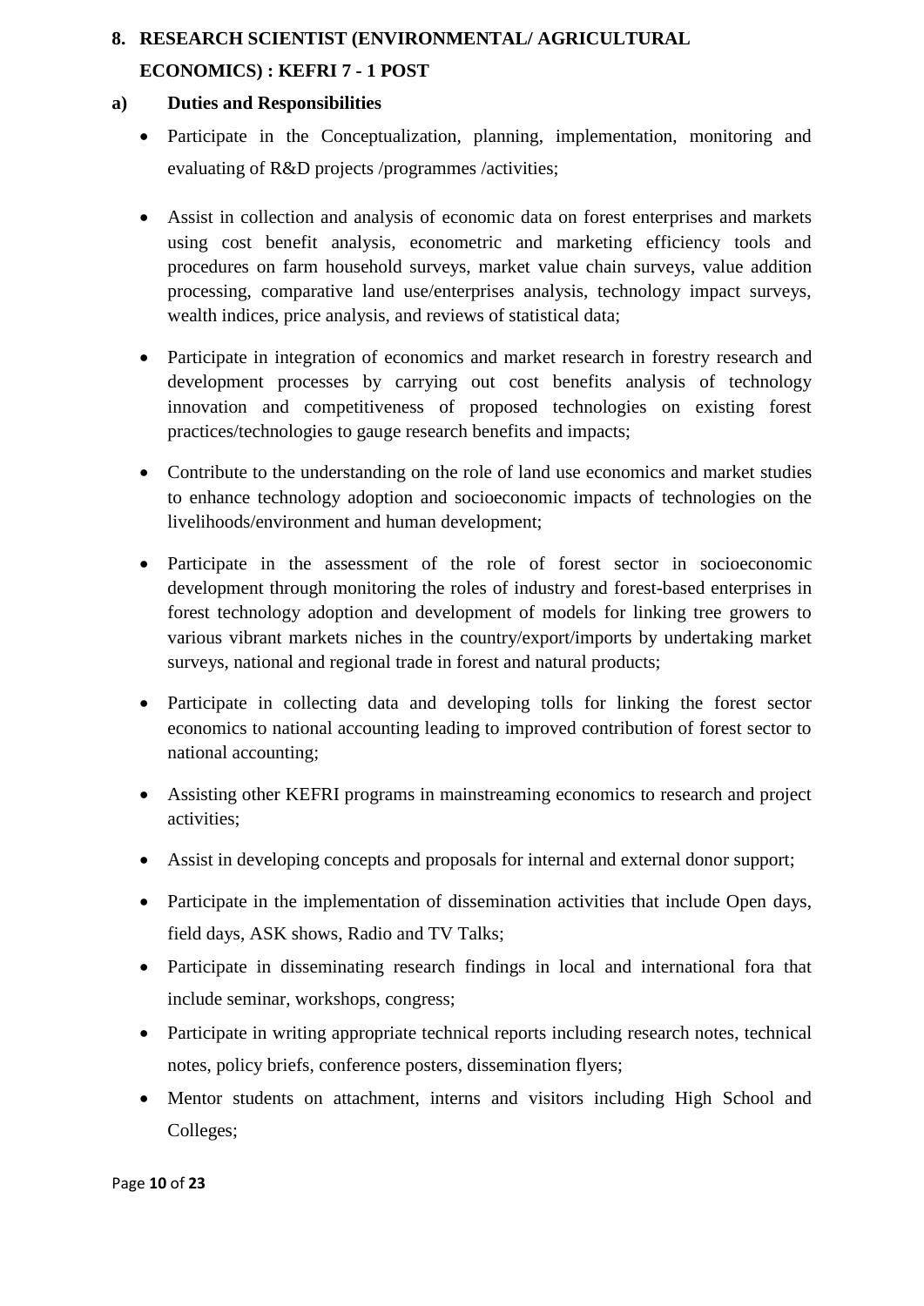## 8. RESEARCH SCIENTIST (ENVIRONMENTAL/ AGRICULTURAL ECONOMICS) : KEFRI 7 - 1 POST

### a) Duties and Responsibilities

- Participate in the Conceptualization, planning, implementation, monitoring and evaluating of R&D projects /programmes /activities;
- Assist in collection and analysis of economic data on forest enterprises and markets using cost benefit analysis, econometric and marketing efficiency tools and procedures on farm household surveys, market value chain surveys, value addition processing, comparative land use/enterprises analysis, technology impact surveys, wealth indices, price analysis, and reviews of statistical data;
- Participate in integration of economics and market research in forestry research and development processes by carrying out cost benefits analysis of technology innovation and competitiveness of proposed technologies on existing forest practices/technologies to gauge research benefits and impacts;
- Contribute to the understanding on the role of land use economics and market studies to enhance technology adoption and socioeconomic impacts of technologies on the livelihoods/environment and human development;
- Participate in the assessment of the role of forest sector in socioeconomic development through monitoring the roles of industry and forest-based enterprises in forest technology adoption and development of models for linking tree growers to various vibrant markets niches in the country/export/imports by undertaking market surveys, national and regional trade in forest and natural products;
- Participate in collecting data and developing tolls for linking the forest sector economics to national accounting leading to improved contribution of forest sector to national accounting;
- Assisting other KEFRI programs in mainstreaming economics to research and project activities;
- Assist in developing concepts and proposals for internal and external donor support;
- Participate in the implementation of dissemination activities that include Open days, field days, ASK shows, Radio and TV Talks;
- Participate in disseminating research findings in local and international fora that include seminar, workshops, congress;
- Participate in writing appropriate technical reports including research notes, technical notes, policy briefs, conference posters, dissemination flyers;
- Mentor students on attachment, interns and visitors including High School and Colleges;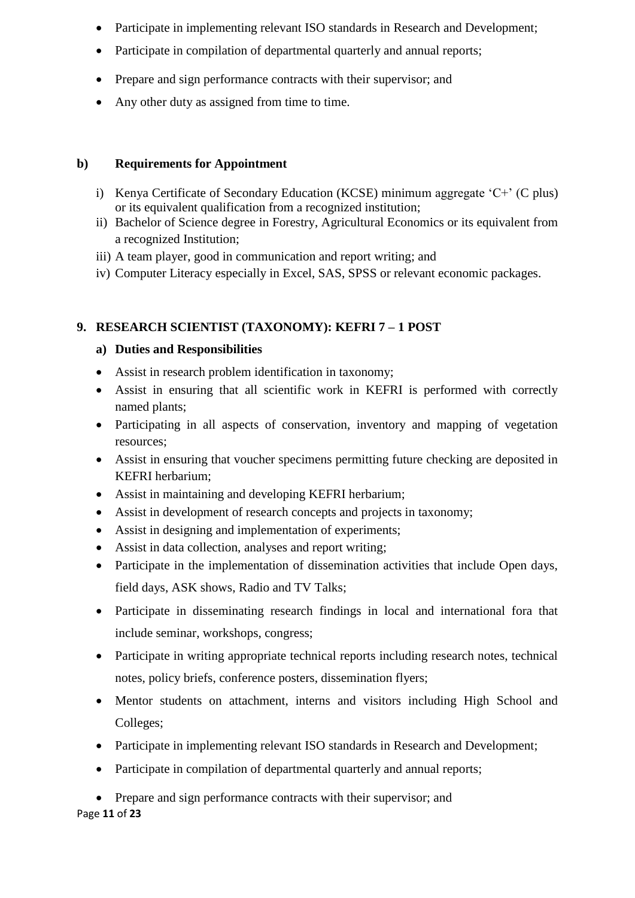- Participate in implementing relevant ISO standards in Research and Development;
- Participate in compilation of departmental quarterly and annual reports;
- Prepare and sign performance contracts with their supervisor; and
- Any other duty as assigned from time to time.

**b) Requirements for Appointment**

i) Kenya Certificate of Secondary Education (KCSE) minimum aggregate 'C+' (C plus) or its equivalent qualification from a recognized institution;
ii) Bachelor of Science degree in Forestry, Agricultural Economics or its equivalent from a recognized Institution;
iii) A team player, good in communication and report writing; and
iv) Computer Literacy especially in Excel, SAS, SPSS or relevant economic packages.

## 9. RESEARCH SCIENTIST (TAXONOMY): KEFRI 7 – 1 POST

**a) Duties and Responsibilities**

- Assist in research problem identification in taxonomy;
- Assist in ensuring that all scientific work in KEFRI is performed with correctly named plants;
- Participating in all aspects of conservation, inventory and mapping of vegetation resources;
- Assist in ensuring that voucher specimens permitting future checking are deposited in KEFRI herbarium;
- Assist in maintaining and developing KEFRI herbarium;
- Assist in development of research concepts and projects in taxonomy;
- Assist in designing and implementation of experiments;
- Assist in data collection, analyses and report writing;
- Participate in the implementation of dissemination activities that include Open days, field days, ASK shows, Radio and TV Talks;
- Participate in disseminating research findings in local and international fora that include seminar, workshops, congress;
- Participate in writing appropriate technical reports including research notes, technical notes, policy briefs, conference posters, dissemination flyers;
- Mentor students on attachment, interns and visitors including High School and Colleges;
- Participate in implementing relevant ISO standards in Research and Development;
- Participate in compilation of departmental quarterly and annual reports;
- Prepare and sign performance contracts with their supervisor; and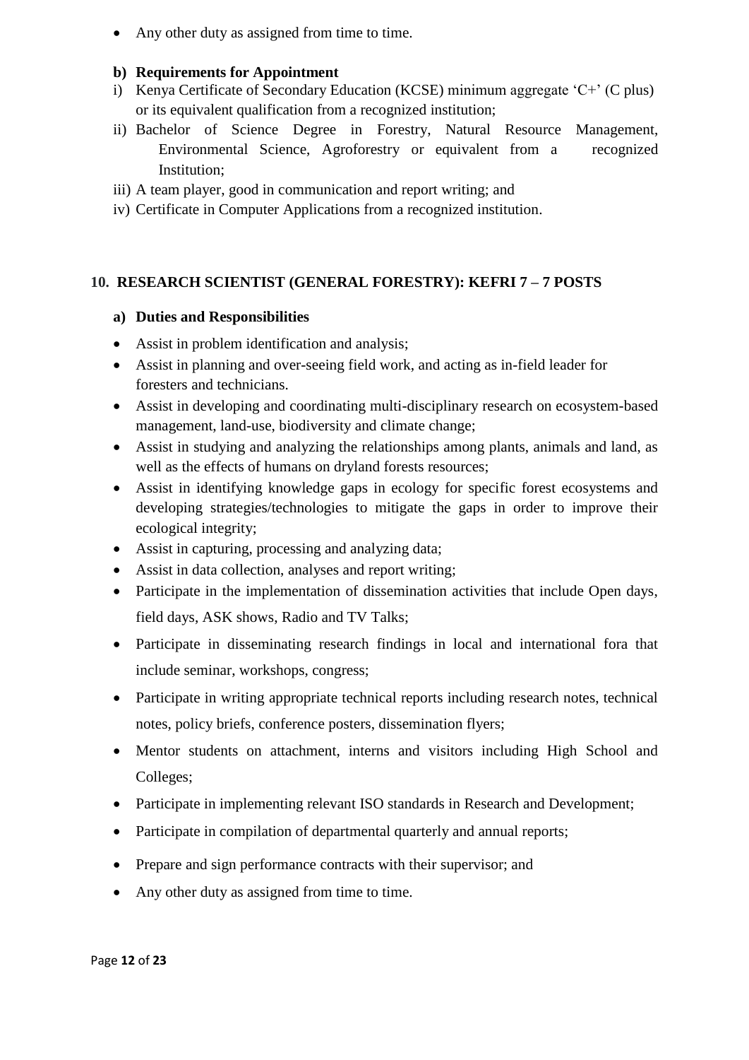- Any other duty as assigned from time to time.

**b) Requirements for Appointment**

i) Kenya Certificate of Secondary Education (KCSE) minimum aggregate 'C+' (C plus) or its equivalent qualification from a recognized institution;

ii) Bachelor of Science Degree in Forestry, Natural Resource Management, Environmental Science, Agroforestry or equivalent from a recognized Institution;

iii) A team player, good in communication and report writing; and

iv) Certificate in Computer Applications from a recognized institution.

## 10. RESEARCH SCIENTIST (GENERAL FORESTRY): KEFRI 7 – 7 POSTS

**a) Duties and Responsibilities**

- Assist in problem identification and analysis;
- Assist in planning and over-seeing field work, and acting as in-field leader for foresters and technicians.
- Assist in developing and coordinating multi-disciplinary research on ecosystem-based management, land-use, biodiversity and climate change;
- Assist in studying and analyzing the relationships among plants, animals and land, as well as the effects of humans on dryland forests resources;
- Assist in identifying knowledge gaps in ecology for specific forest ecosystems and developing strategies/technologies to mitigate the gaps in order to improve their ecological integrity;
- Assist in capturing, processing and analyzing data;
- Assist in data collection, analyses and report writing;
- Participate in the implementation of dissemination activities that include Open days, field days, ASK shows, Radio and TV Talks;
- Participate in disseminating research findings in local and international fora that include seminar, workshops, congress;
- Participate in writing appropriate technical reports including research notes, technical notes, policy briefs, conference posters, dissemination flyers;
- Mentor students on attachment, interns and visitors including High School and Colleges;
- Participate in implementing relevant ISO standards in Research and Development;
- Participate in compilation of departmental quarterly and annual reports;
- Prepare and sign performance contracts with their supervisor; and
- Any other duty as assigned from time to time.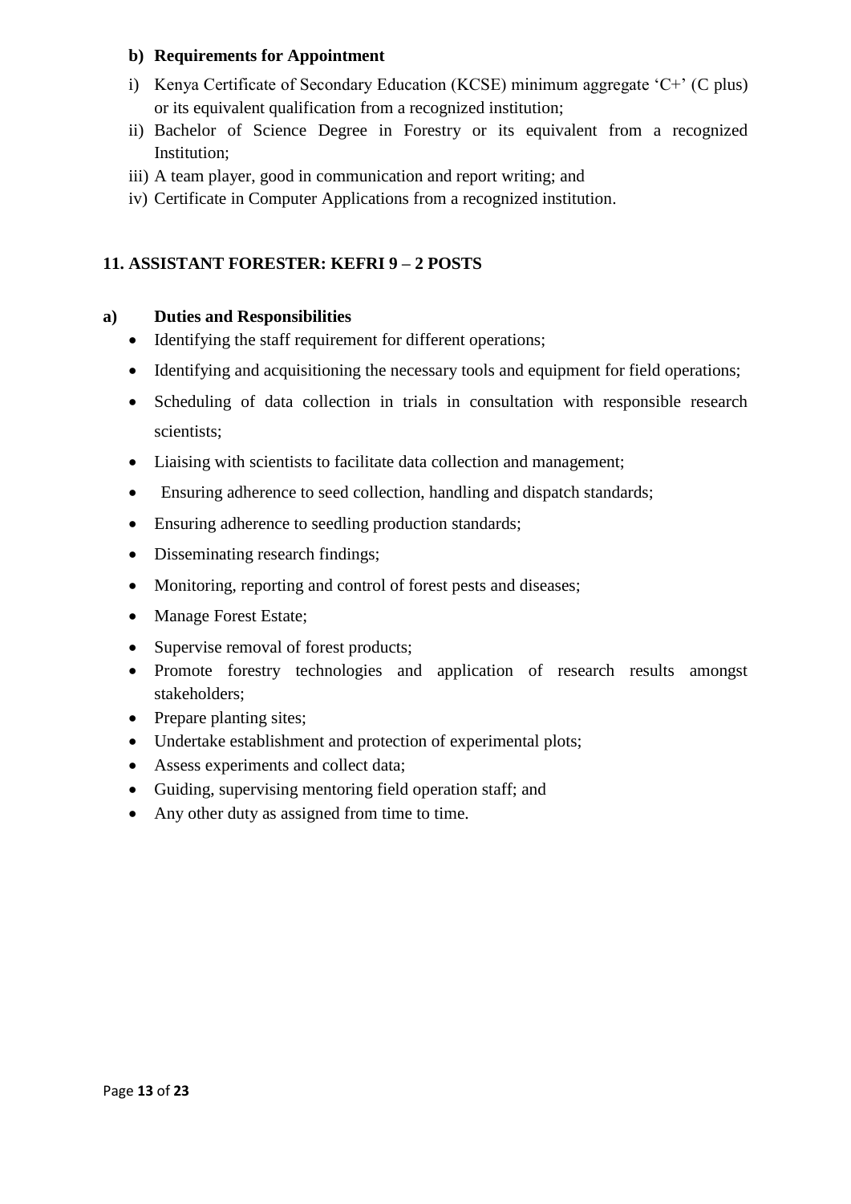**b) Requirements for Appointment**

i) Kenya Certificate of Secondary Education (KCSE) minimum aggregate 'C+' (C plus) or its equivalent qualification from a recognized institution;
ii) Bachelor of Science Degree in Forestry or its equivalent from a recognized Institution;
iii) A team player, good in communication and report writing; and
iv) Certificate in Computer Applications from a recognized institution.

## 11. ASSISTANT FORESTER: KEFRI 9 – 2 POSTS

**a) Duties and Responsibilities**

- Identifying the staff requirement for different operations;
- Identifying and acquisitioning the necessary tools and equipment for field operations;
- Scheduling of data collection in trials in consultation with responsible research scientists;
- Liaising with scientists to facilitate data collection and management;
- Ensuring adherence to seed collection, handling and dispatch standards;
- Ensuring adherence to seedling production standards;
- Disseminating research findings;
- Monitoring, reporting and control of forest pests and diseases;
- Manage Forest Estate;
- Supervise removal of forest products;
- Promote forestry technologies and application of research results amongst stakeholders;
- Prepare planting sites;
- Undertake establishment and protection of experimental plots;
- Assess experiments and collect data;
- Guiding, supervising mentoring field operation staff; and
- Any other duty as assigned from time to time.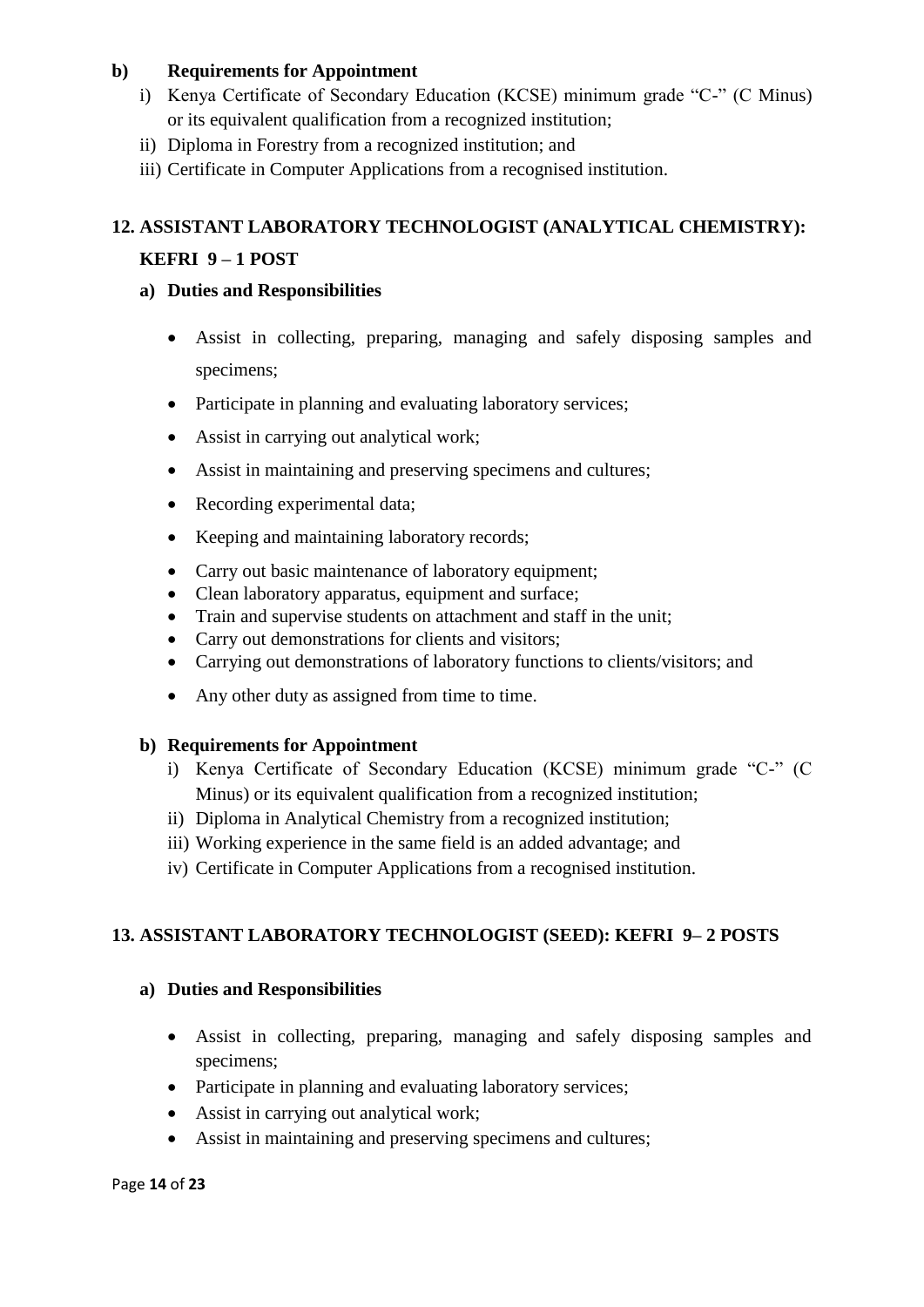**b) Requirements for Appointment**

i) Kenya Certificate of Secondary Education (KCSE) minimum grade "C-" (C Minus) or its equivalent qualification from a recognized institution;
ii) Diploma in Forestry from a recognized institution; and
iii) Certificate in Computer Applications from a recognised institution.

## 12. ASSISTANT LABORATORY TECHNOLOGIST (ANALYTICAL CHEMISTRY): KEFRI 9 – 1 POST

**a) Duties and Responsibilities**

- Assist in collecting, preparing, managing and safely disposing samples and specimens;
- Participate in planning and evaluating laboratory services;
- Assist in carrying out analytical work;
- Assist in maintaining and preserving specimens and cultures;
- Recording experimental data;
- Keeping and maintaining laboratory records;
- Carry out basic maintenance of laboratory equipment;
- Clean laboratory apparatus, equipment and surface;
- Train and supervise students on attachment and staff in the unit;
- Carry out demonstrations for clients and visitors;
- Carrying out demonstrations of laboratory functions to clients/visitors; and
- Any other duty as assigned from time to time.

**b) Requirements for Appointment**

i) Kenya Certificate of Secondary Education (KCSE) minimum grade "C-" (C Minus) or its equivalent qualification from a recognized institution;
ii) Diploma in Analytical Chemistry from a recognized institution;
iii) Working experience in the same field is an added advantage; and
iv) Certificate in Computer Applications from a recognised institution.

## 13. ASSISTANT LABORATORY TECHNOLOGIST (SEED): KEFRI 9– 2 POSTS

**a) Duties and Responsibilities**

- Assist in collecting, preparing, managing and safely disposing samples and specimens;
- Participate in planning and evaluating laboratory services;
- Assist in carrying out analytical work;
- Assist in maintaining and preserving specimens and cultures;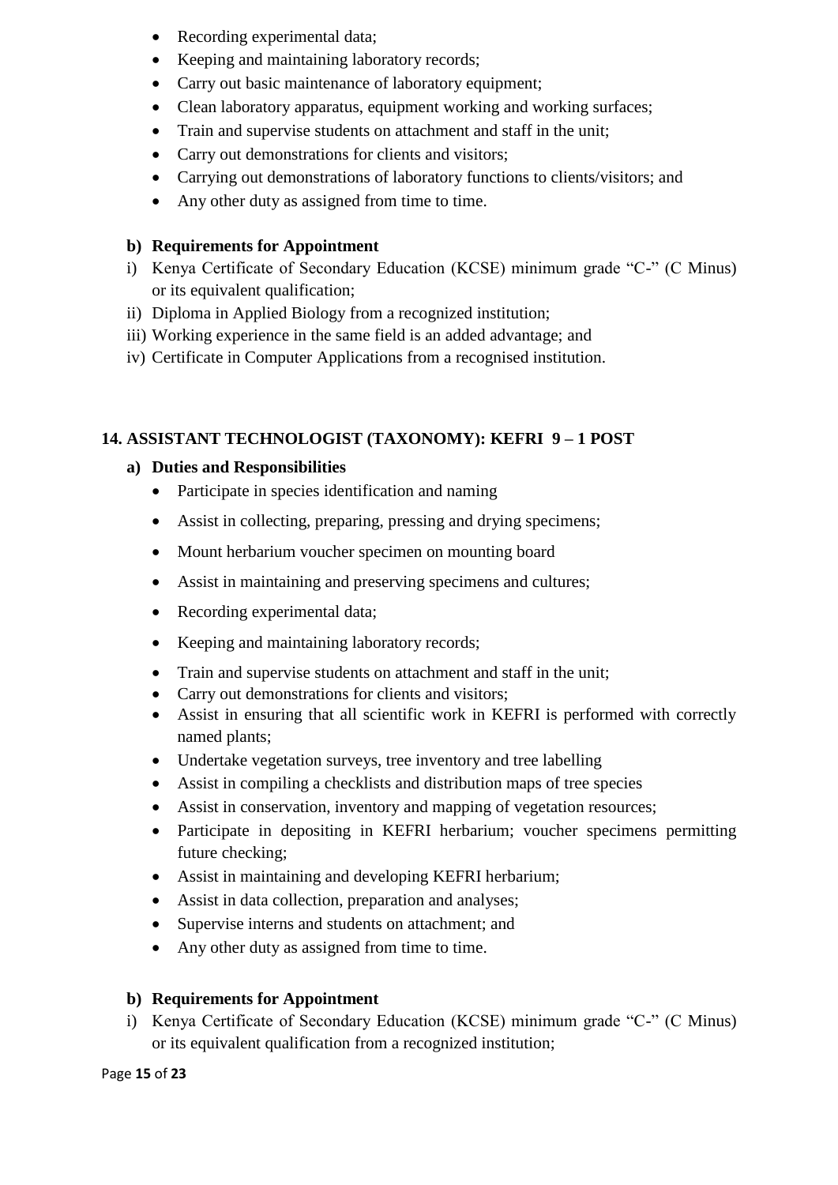- Recording experimental data;
- Keeping and maintaining laboratory records;
- Carry out basic maintenance of laboratory equipment;
- Clean laboratory apparatus, equipment working and working surfaces;
- Train and supervise students on attachment and staff in the unit;
- Carry out demonstrations for clients and visitors;
- Carrying out demonstrations of laboratory functions to clients/visitors; and
- Any other duty as assigned from time to time.

**b) Requirements for Appointment**

i) Kenya Certificate of Secondary Education (KCSE) minimum grade "C-" (C Minus) or its equivalent qualification;
ii) Diploma in Applied Biology from a recognized institution;
iii) Working experience in the same field is an added advantage; and
iv) Certificate in Computer Applications from a recognised institution.

## 14. ASSISTANT TECHNOLOGIST (TAXONOMY): KEFRI 9 – 1 POST

**a) Duties and Responsibilities**

- Participate in species identification and naming
- Assist in collecting, preparing, pressing and drying specimens;
- Mount herbarium voucher specimen on mounting board
- Assist in maintaining and preserving specimens and cultures;
- Recording experimental data;
- Keeping and maintaining laboratory records;
- Train and supervise students on attachment and staff in the unit;
- Carry out demonstrations for clients and visitors;
- Assist in ensuring that all scientific work in KEFRI is performed with correctly named plants;
- Undertake vegetation surveys, tree inventory and tree labelling
- Assist in compiling a checklists and distribution maps of tree species
- Assist in conservation, inventory and mapping of vegetation resources;
- Participate in depositing in KEFRI herbarium; voucher specimens permitting future checking;
- Assist in maintaining and developing KEFRI herbarium;
- Assist in data collection, preparation and analyses;
- Supervise interns and students on attachment; and
- Any other duty as assigned from time to time.

**b) Requirements for Appointment**

i) Kenya Certificate of Secondary Education (KCSE) minimum grade "C-" (C Minus) or its equivalent qualification from a recognized institution;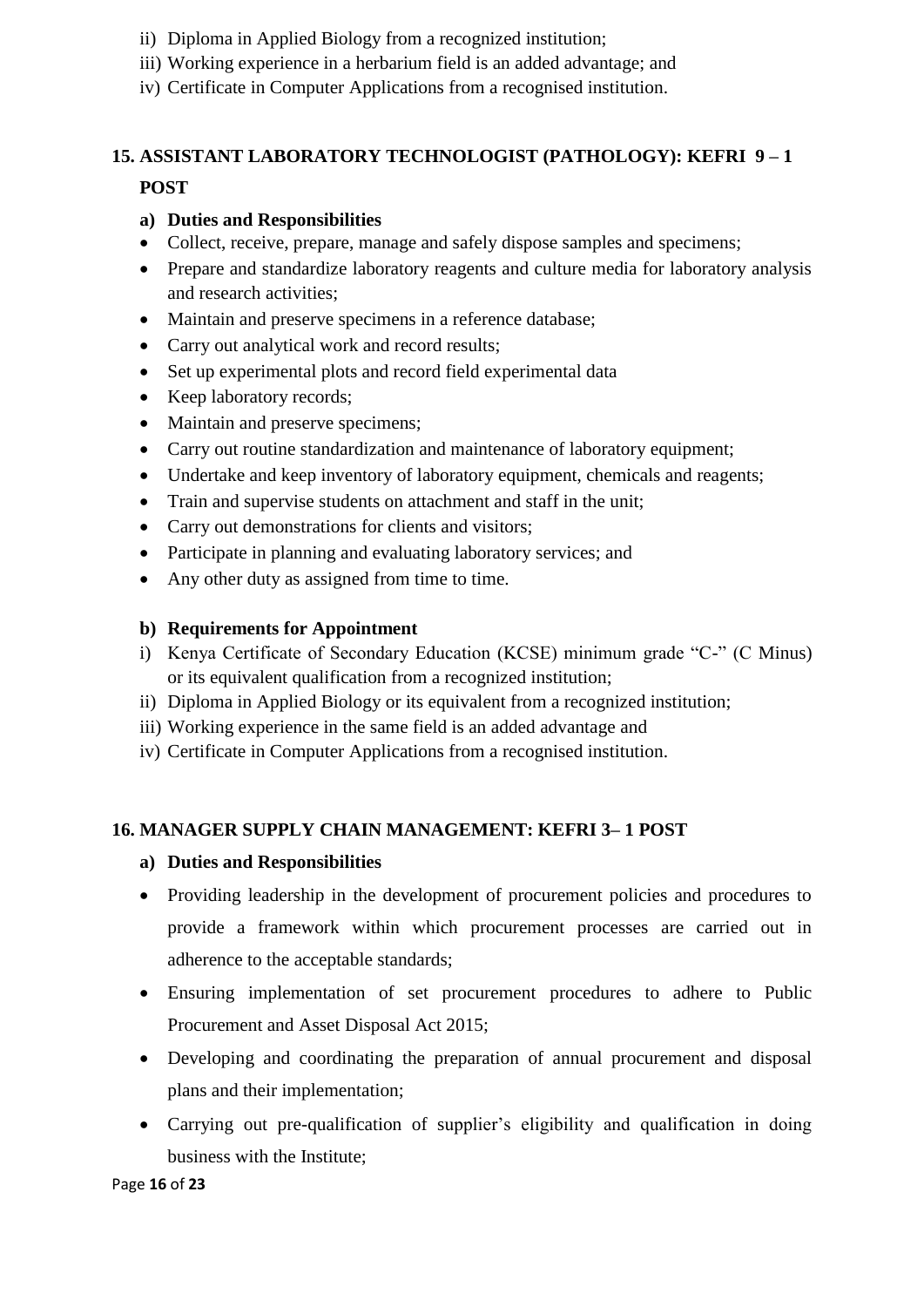ii) Diploma in Applied Biology from a recognized institution;
iii) Working experience in a herbarium field is an added advantage; and
iv) Certificate in Computer Applications from a recognised institution.

## 15. ASSISTANT LABORATORY TECHNOLOGIST (PATHOLOGY): KEFRI 9 – 1 POST

**a) Duties and Responsibilities**

- Collect, receive, prepare, manage and safely dispose samples and specimens;
- Prepare and standardize laboratory reagents and culture media for laboratory analysis and research activities;
- Maintain and preserve specimens in a reference database;
- Carry out analytical work and record results;
- Set up experimental plots and record field experimental data
- Keep laboratory records;
- Maintain and preserve specimens;
- Carry out routine standardization and maintenance of laboratory equipment;
- Undertake and keep inventory of laboratory equipment, chemicals and reagents;
- Train and supervise students on attachment and staff in the unit;
- Carry out demonstrations for clients and visitors;
- Participate in planning and evaluating laboratory services; and
- Any other duty as assigned from time to time.

**b) Requirements for Appointment**

i) Kenya Certificate of Secondary Education (KCSE) minimum grade "C-" (C Minus) or its equivalent qualification from a recognized institution;
ii) Diploma in Applied Biology or its equivalent from a recognized institution;
iii) Working experience in the same field is an added advantage and
iv) Certificate in Computer Applications from a recognised institution.

## 16. MANAGER SUPPLY CHAIN MANAGEMENT: KEFRI 3– 1 POST

**a) Duties and Responsibilities**

- Providing leadership in the development of procurement policies and procedures to provide a framework within which procurement processes are carried out in adherence to the acceptable standards;
- Ensuring implementation of set procurement procedures to adhere to Public Procurement and Asset Disposal Act 2015;
- Developing and coordinating the preparation of annual procurement and disposal plans and their implementation;
- Carrying out pre-qualification of supplier's eligibility and qualification in doing business with the Institute;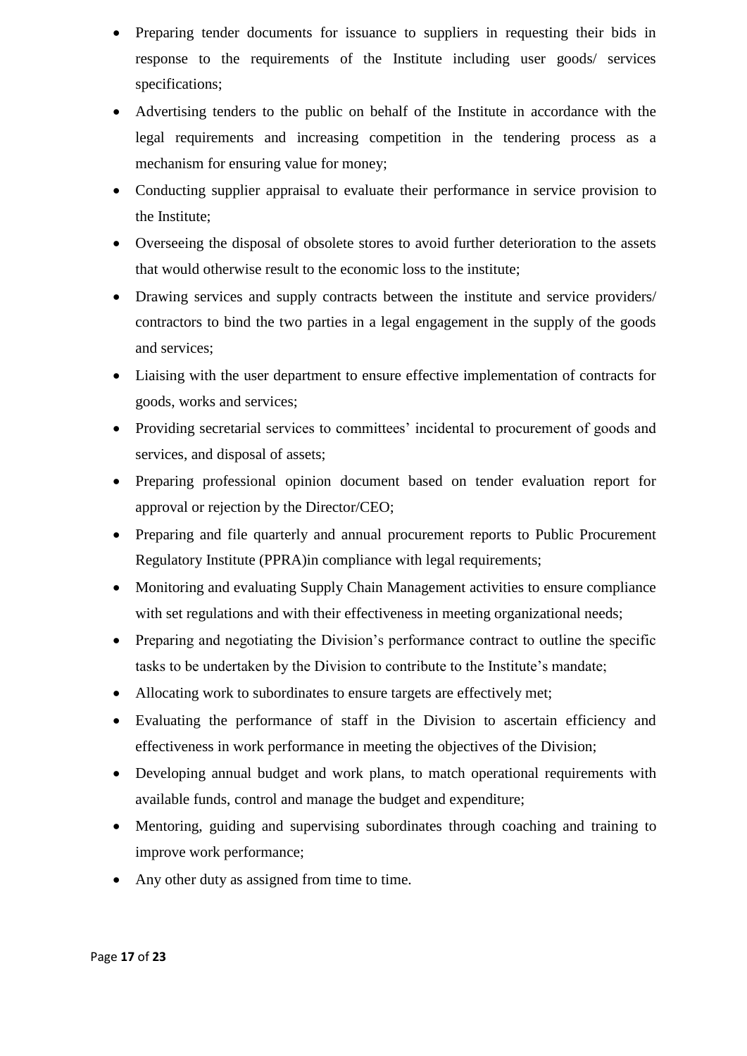- Preparing tender documents for issuance to suppliers in requesting their bids in response to the requirements of the Institute including user goods/ services specifications;
- Advertising tenders to the public on behalf of the Institute in accordance with the legal requirements and increasing competition in the tendering process as a mechanism for ensuring value for money;
- Conducting supplier appraisal to evaluate their performance in service provision to the Institute;
- Overseeing the disposal of obsolete stores to avoid further deterioration to the assets that would otherwise result to the economic loss to the institute;
- Drawing services and supply contracts between the institute and service providers/ contractors to bind the two parties in a legal engagement in the supply of the goods and services;
- Liaising with the user department to ensure effective implementation of contracts for goods, works and services;
- Providing secretarial services to committees' incidental to procurement of goods and services, and disposal of assets;
- Preparing professional opinion document based on tender evaluation report for approval or rejection by the Director/CEO;
- Preparing and file quarterly and annual procurement reports to Public Procurement Regulatory Institute (PPRA)in compliance with legal requirements;
- Monitoring and evaluating Supply Chain Management activities to ensure compliance with set regulations and with their effectiveness in meeting organizational needs;
- Preparing and negotiating the Division's performance contract to outline the specific tasks to be undertaken by the Division to contribute to the Institute's mandate;
- Allocating work to subordinates to ensure targets are effectively met;
- Evaluating the performance of staff in the Division to ascertain efficiency and effectiveness in work performance in meeting the objectives of the Division;
- Developing annual budget and work plans, to match operational requirements with available funds, control and manage the budget and expenditure;
- Mentoring, guiding and supervising subordinates through coaching and training to improve work performance;
- Any other duty as assigned from time to time.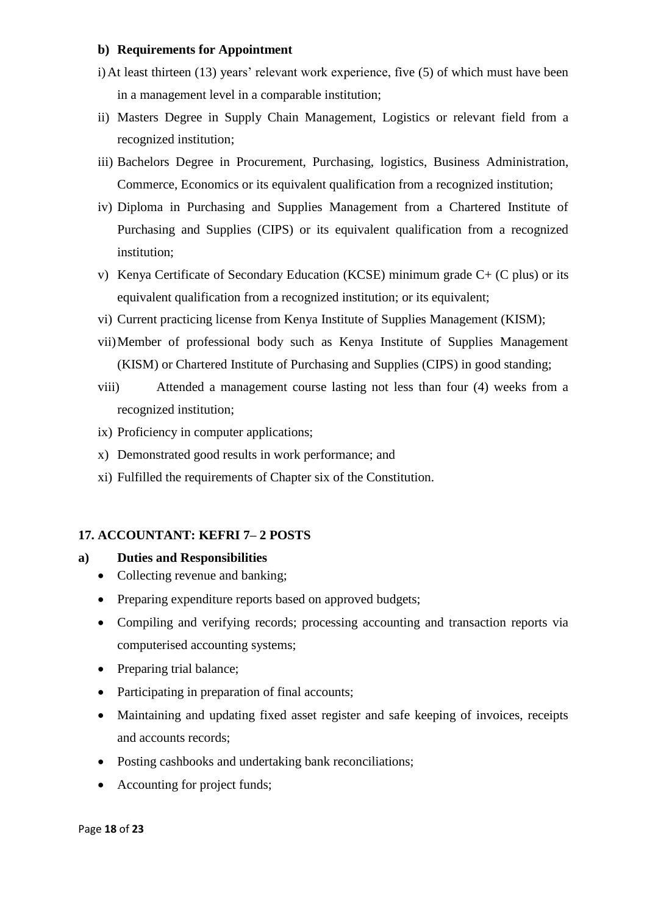**b) Requirements for Appointment**

i) At least thirteen (13) years' relevant work experience, five (5) of which must have been in a management level in a comparable institution;

ii) Masters Degree in Supply Chain Management, Logistics or relevant field from a recognized institution;

iii) Bachelors Degree in Procurement, Purchasing, logistics, Business Administration, Commerce, Economics or its equivalent qualification from a recognized institution;

iv) Diploma in Purchasing and Supplies Management from a Chartered Institute of Purchasing and Supplies (CIPS) or its equivalent qualification from a recognized institution;

v) Kenya Certificate of Secondary Education (KCSE) minimum grade C+ (C plus) or its equivalent qualification from a recognized institution; or its equivalent;

vi) Current practicing license from Kenya Institute of Supplies Management (KISM);

vii) Member of professional body such as Kenya Institute of Supplies Management (KISM) or Chartered Institute of Purchasing and Supplies (CIPS) in good standing;

viii) Attended a management course lasting not less than four (4) weeks from a recognized institution;

ix) Proficiency in computer applications;

x) Demonstrated good results in work performance; and

xi) Fulfilled the requirements of Chapter six of the Constitution.

## 17. ACCOUNTANT: KEFRI 7– 2 POSTS

**a) Duties and Responsibilities**

- Collecting revenue and banking;
- Preparing expenditure reports based on approved budgets;
- Compiling and verifying records; processing accounting and transaction reports via computerised accounting systems;
- Preparing trial balance;
- Participating in preparation of final accounts;
- Maintaining and updating fixed asset register and safe keeping of invoices, receipts and accounts records;
- Posting cashbooks and undertaking bank reconciliations;
- Accounting for project funds;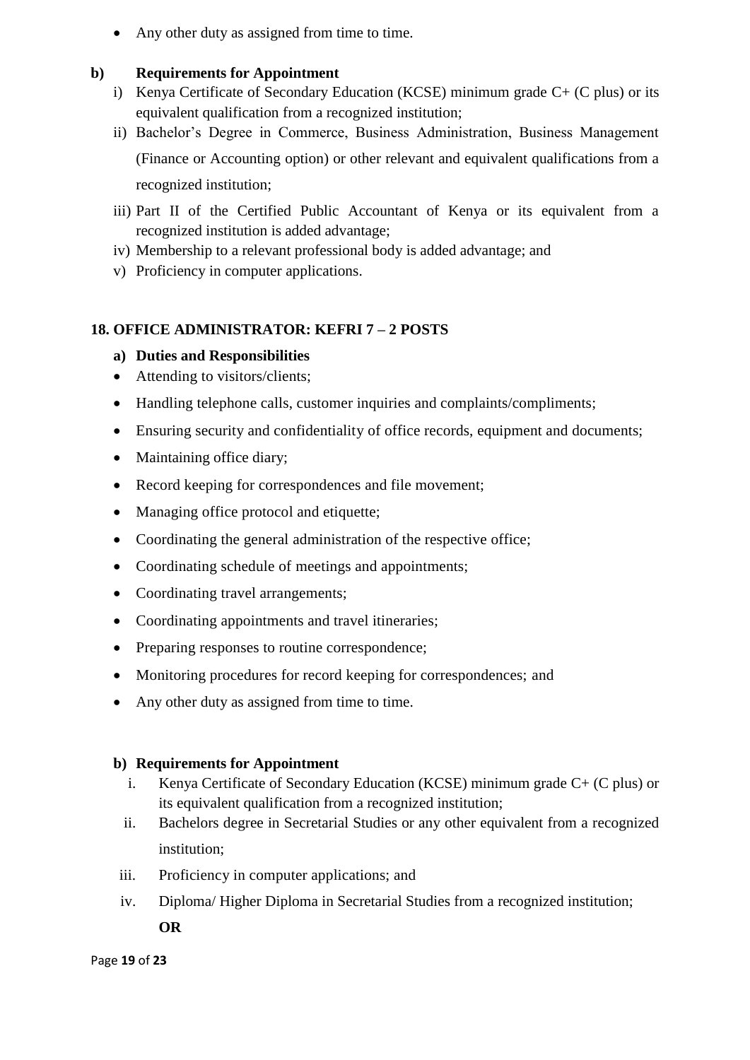- Any other duty as assigned from time to time.

**b) Requirements for Appointment**

i) Kenya Certificate of Secondary Education (KCSE) minimum grade C+ (C plus) or its equivalent qualification from a recognized institution;

ii) Bachelor's Degree in Commerce, Business Administration, Business Management (Finance or Accounting option) or other relevant and equivalent qualifications from a recognized institution;

iii) Part II of the Certified Public Accountant of Kenya or its equivalent from a recognized institution is added advantage;

iv) Membership to a relevant professional body is added advantage; and

v) Proficiency in computer applications.

### 18. OFFICE ADMINISTRATOR: KEFRI 7 – 2 POSTS

**a) Duties and Responsibilities**

- Attending to visitors/clients;
- Handling telephone calls, customer inquiries and complaints/compliments;
- Ensuring security and confidentiality of office records, equipment and documents;
- Maintaining office diary;
- Record keeping for correspondences and file movement;
- Managing office protocol and etiquette;
- Coordinating the general administration of the respective office;
- Coordinating schedule of meetings and appointments;
- Coordinating travel arrangements;
- Coordinating appointments and travel itineraries;
- Preparing responses to routine correspondence;
- Monitoring procedures for record keeping for correspondences; and
- Any other duty as assigned from time to time.

**b) Requirements for Appointment**

i. Kenya Certificate of Secondary Education (KCSE) minimum grade C+ (C plus) or its equivalent qualification from a recognized institution;

ii. Bachelors degree in Secretarial Studies or any other equivalent from a recognized institution;

iii. Proficiency in computer applications; and

iv. Diploma/ Higher Diploma in Secretarial Studies from a recognized institution;

**OR**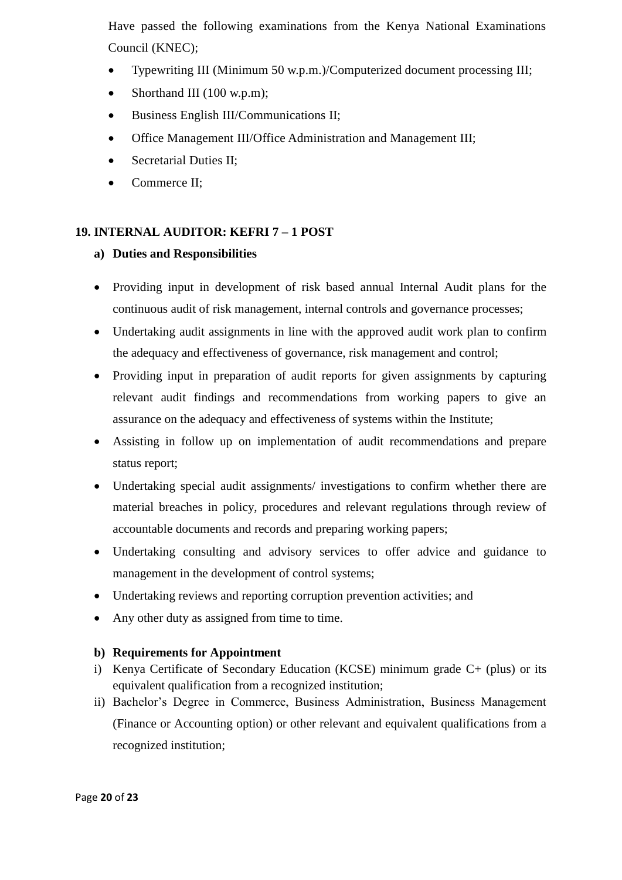Have passed the following examinations from the Kenya National Examinations Council (KNEC);

- Typewriting III (Minimum 50 w.p.m.)/Computerized document processing III;
- Shorthand III (100 w.p.m);
- Business English III/Communications II;
- Office Management III/Office Administration and Management III;
- Secretarial Duties II;
- Commerce II;

## 19. INTERNAL AUDITOR: KEFRI 7 – 1 POST

### a) Duties and Responsibilities

- Providing input in development of risk based annual Internal Audit plans for the continuous audit of risk management, internal controls and governance processes;
- Undertaking audit assignments in line with the approved audit work plan to confirm the adequacy and effectiveness of governance, risk management and control;
- Providing input in preparation of audit reports for given assignments by capturing relevant audit findings and recommendations from working papers to give an assurance on the adequacy and effectiveness of systems within the Institute;
- Assisting in follow up on implementation of audit recommendations and prepare status report;
- Undertaking special audit assignments/ investigations to confirm whether there are material breaches in policy, procedures and relevant regulations through review of accountable documents and records and preparing working papers;
- Undertaking consulting and advisory services to offer advice and guidance to management in the development of control systems;
- Undertaking reviews and reporting corruption prevention activities; and
- Any other duty as assigned from time to time.

### b) Requirements for Appointment

i) Kenya Certificate of Secondary Education (KCSE) minimum grade C+ (plus) or its equivalent qualification from a recognized institution;

ii) Bachelor's Degree in Commerce, Business Administration, Business Management (Finance or Accounting option) or other relevant and equivalent qualifications from a recognized institution;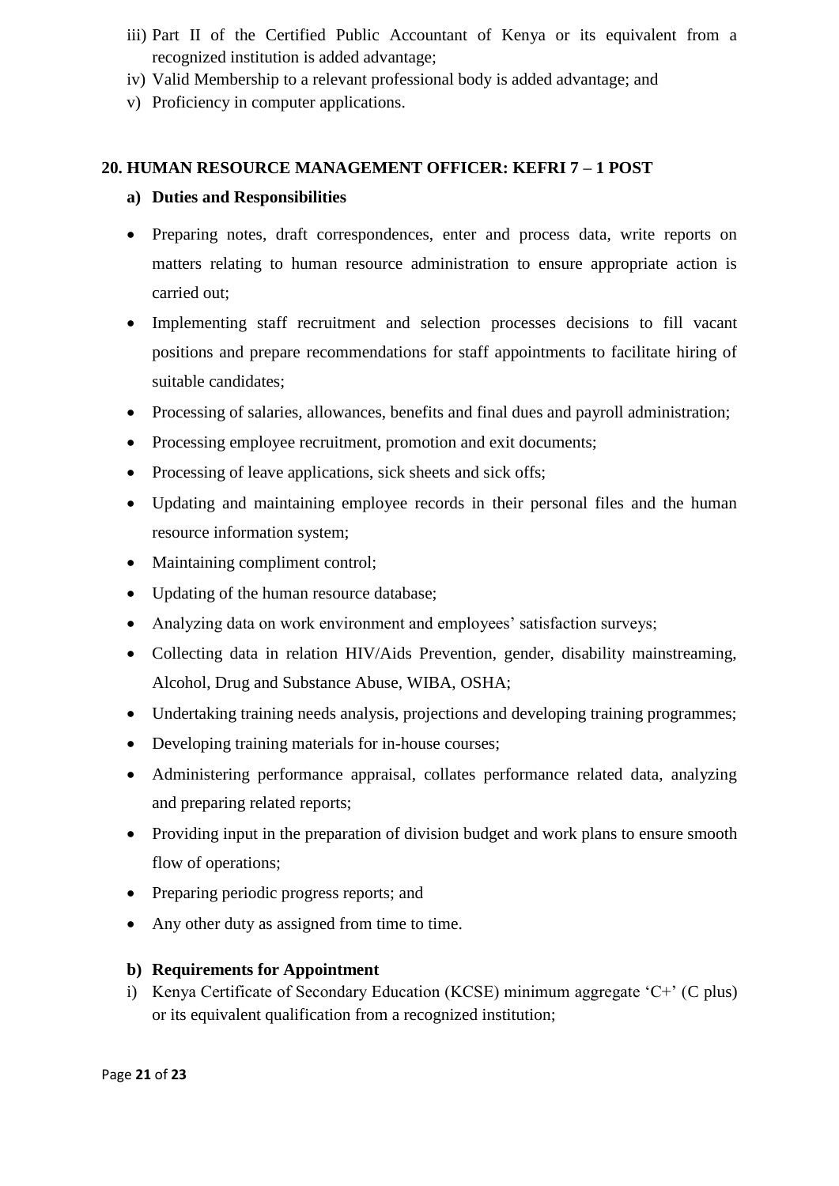iii) Part II of the Certified Public Accountant of Kenya or its equivalent from a recognized institution is added advantage;
iv) Valid Membership to a relevant professional body is added advantage; and
v) Proficiency in computer applications.

## 20. HUMAN RESOURCE MANAGEMENT OFFICER: KEFRI 7 – 1 POST

### a) Duties and Responsibilities

- Preparing notes, draft correspondences, enter and process data, write reports on matters relating to human resource administration to ensure appropriate action is carried out;
- Implementing staff recruitment and selection processes decisions to fill vacant positions and prepare recommendations for staff appointments to facilitate hiring of suitable candidates;
- Processing of salaries, allowances, benefits and final dues and payroll administration;
- Processing employee recruitment, promotion and exit documents;
- Processing of leave applications, sick sheets and sick offs;
- Updating and maintaining employee records in their personal files and the human resource information system;
- Maintaining compliment control;
- Updating of the human resource database;
- Analyzing data on work environment and employees' satisfaction surveys;
- Collecting data in relation HIV/Aids Prevention, gender, disability mainstreaming, Alcohol, Drug and Substance Abuse, WIBA, OSHA;
- Undertaking training needs analysis, projections and developing training programmes;
- Developing training materials for in-house courses;
- Administering performance appraisal, collates performance related data, analyzing and preparing related reports;
- Providing input in the preparation of division budget and work plans to ensure smooth flow of operations;
- Preparing periodic progress reports; and
- Any other duty as assigned from time to time.

### b) Requirements for Appointment

i) Kenya Certificate of Secondary Education (KCSE) minimum aggregate 'C+' (C plus) or its equivalent qualification from a recognized institution;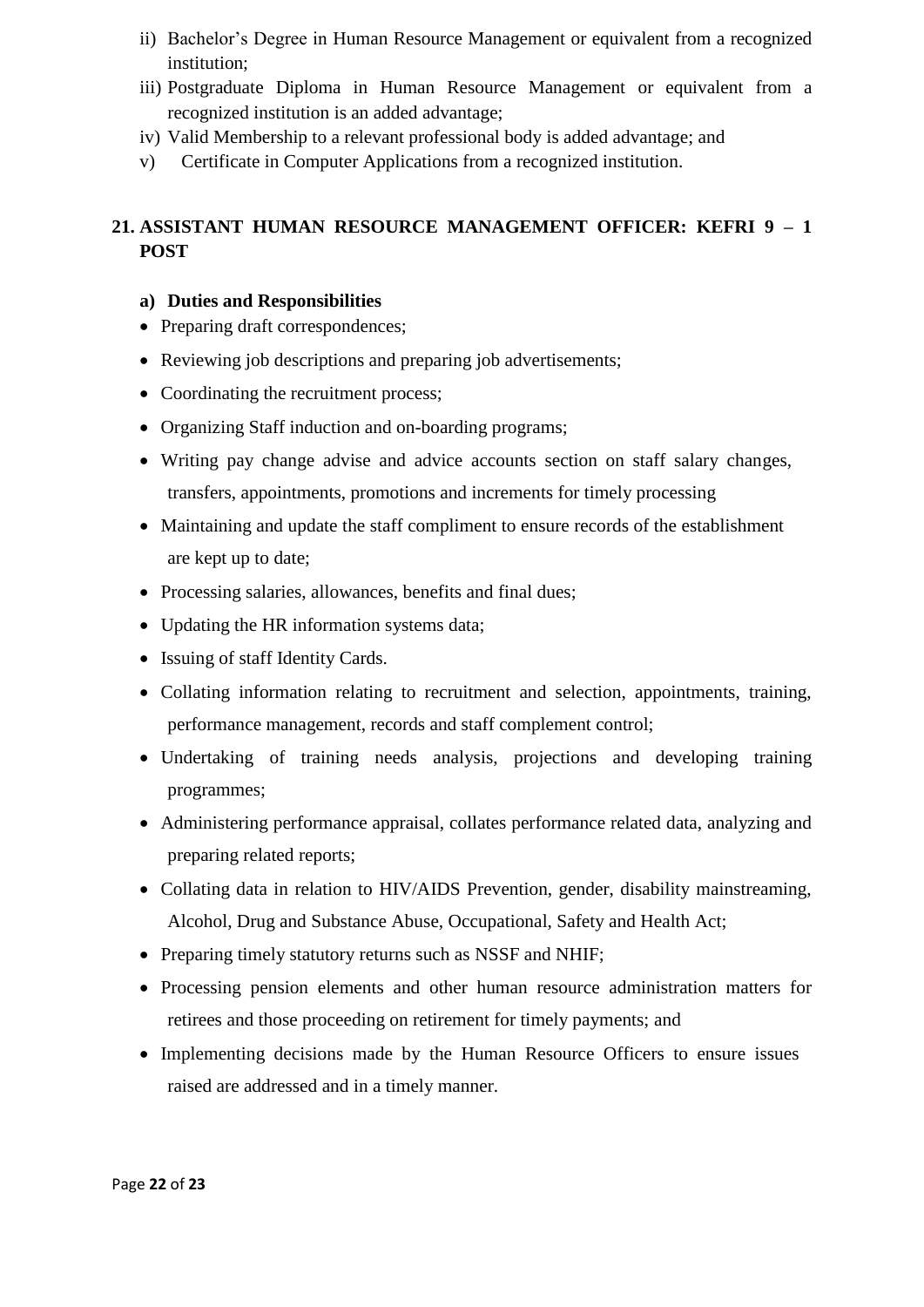ii) Bachelor's Degree in Human Resource Management or equivalent from a recognized institution;
iii) Postgraduate Diploma in Human Resource Management or equivalent from a recognized institution is an added advantage;
iv) Valid Membership to a relevant professional body is added advantage; and
v) Certificate in Computer Applications from a recognized institution.

## 21. ASSISTANT HUMAN RESOURCE MANAGEMENT OFFICER: KEFRI 9 – 1 POST

**a) Duties and Responsibilities**

- Preparing draft correspondences;
- Reviewing job descriptions and preparing job advertisements;
- Coordinating the recruitment process;
- Organizing Staff induction and on-boarding programs;
- Writing pay change advise and advice accounts section on staff salary changes, transfers, appointments, promotions and increments for timely processing
- Maintaining and update the staff compliment to ensure records of the establishment are kept up to date;
- Processing salaries, allowances, benefits and final dues;
- Updating the HR information systems data;
- Issuing of staff Identity Cards.
- Collating information relating to recruitment and selection, appointments, training, performance management, records and staff complement control;
- Undertaking of training needs analysis, projections and developing training programmes;
- Administering performance appraisal, collates performance related data, analyzing and preparing related reports;
- Collating data in relation to HIV/AIDS Prevention, gender, disability mainstreaming, Alcohol, Drug and Substance Abuse, Occupational, Safety and Health Act;
- Preparing timely statutory returns such as NSSF and NHIF;
- Processing pension elements and other human resource administration matters for retirees and those proceeding on retirement for timely payments; and
- Implementing decisions made by the Human Resource Officers to ensure issues raised are addressed and in a timely manner.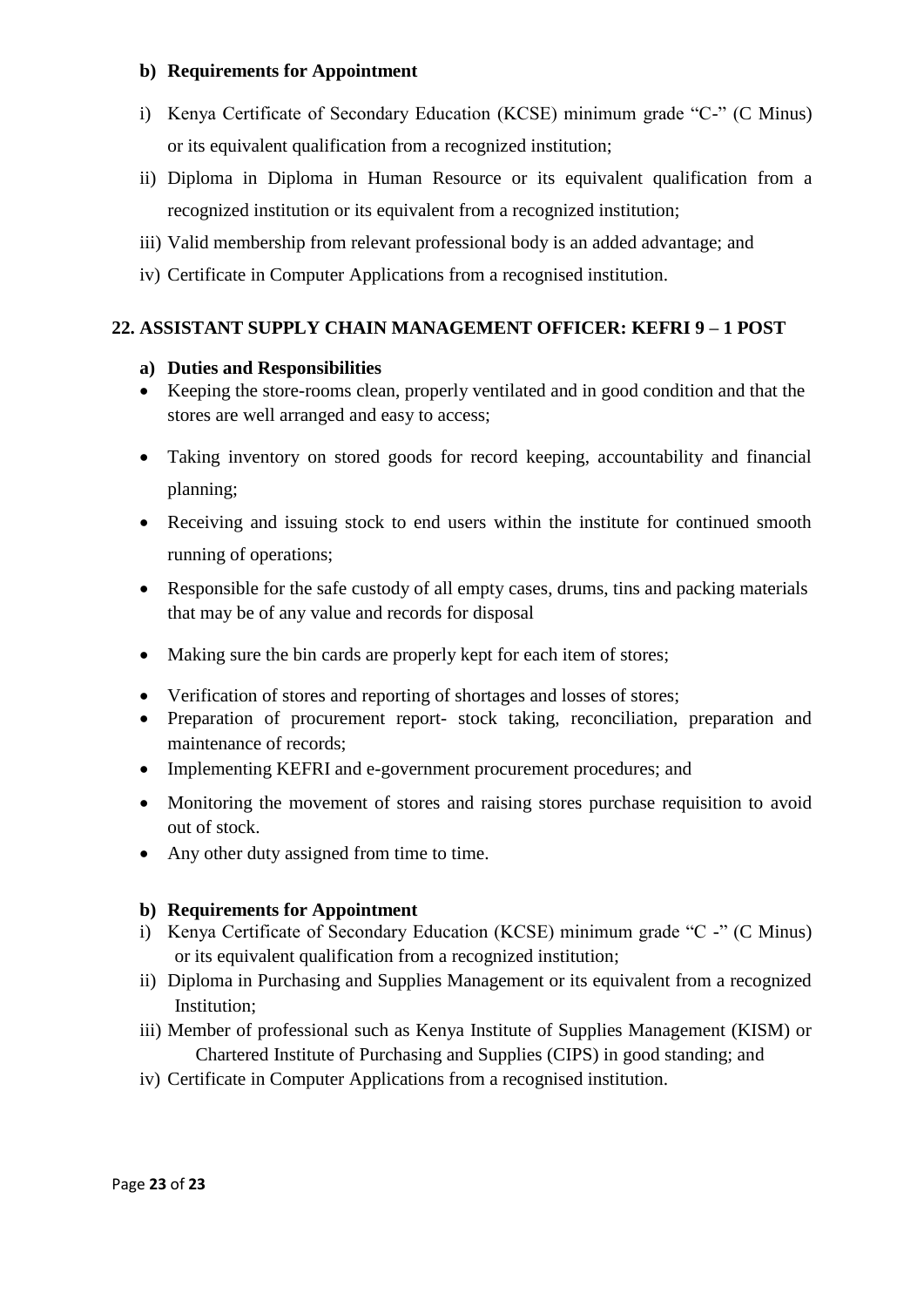#### b) Requirements for Appointment

i) Kenya Certificate of Secondary Education (KCSE) minimum grade "C-" (C Minus) or its equivalent qualification from a recognized institution;

ii) Diploma in Diploma in Human Resource or its equivalent qualification from a recognized institution or its equivalent from a recognized institution;

iii) Valid membership from relevant professional body is an added advantage; and

iv) Certificate in Computer Applications from a recognised institution.

### 22. ASSISTANT SUPPLY CHAIN MANAGEMENT OFFICER: KEFRI 9 – 1 POST

#### a) Duties and Responsibilities

- Keeping the store-rooms clean, properly ventilated and in good condition and that the stores are well arranged and easy to access;
- Taking inventory on stored goods for record keeping, accountability and financial planning;
- Receiving and issuing stock to end users within the institute for continued smooth running of operations;
- Responsible for the safe custody of all empty cases, drums, tins and packing materials that may be of any value and records for disposal
- Making sure the bin cards are properly kept for each item of stores;
- Verification of stores and reporting of shortages and losses of stores;
- Preparation of procurement report- stock taking, reconciliation, preparation and maintenance of records;
- Implementing KEFRI and e-government procurement procedures; and
- Monitoring the movement of stores and raising stores purchase requisition to avoid out of stock.
- Any other duty assigned from time to time.

#### b) Requirements for Appointment

i) Kenya Certificate of Secondary Education (KCSE) minimum grade "C -" (C Minus) or its equivalent qualification from a recognized institution;

ii) Diploma in Purchasing and Supplies Management or its equivalent from a recognized Institution;

iii) Member of professional such as Kenya Institute of Supplies Management (KISM) or Chartered Institute of Purchasing and Supplies (CIPS) in good standing; and

iv) Certificate in Computer Applications from a recognised institution.